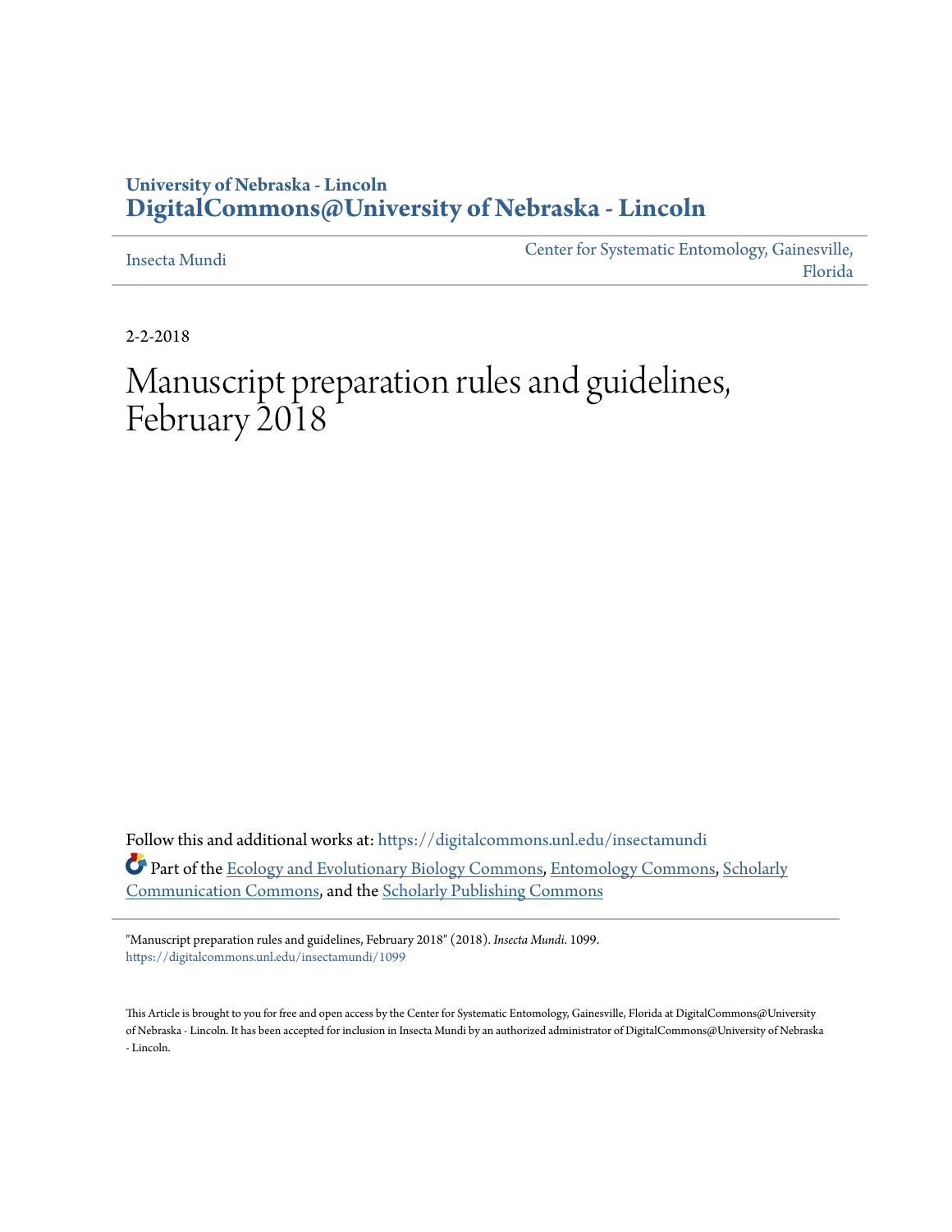University of Nebraska - Lincoln
**DigitalCommons@University of Nebraska - Lincoln**

Insecta Mundi

Center for Systematic Entomology, Gainesville, Florida

2-2-2018

# Manuscript preparation rules and guidelines, February 2018

Follow this and additional works at: https://digitalcommons.unl.edu/insectamundi

Part of the Ecology and Evolutionary Biology Commons, Entomology Commons, Scholarly Communication Commons, and the Scholarly Publishing Commons

"Manuscript preparation rules and guidelines, February 2018" (2018). *Insecta Mundi*. 1099.
https://digitalcommons.unl.edu/insectamundi/1099

This Article is brought to you for free and open access by the Center for Systematic Entomology, Gainesville, Florida at DigitalCommons@University of Nebraska - Lincoln. It has been accepted for inclusion in Insecta Mundi by an authorized administrator of DigitalCommons@University of Nebraska - Lincoln.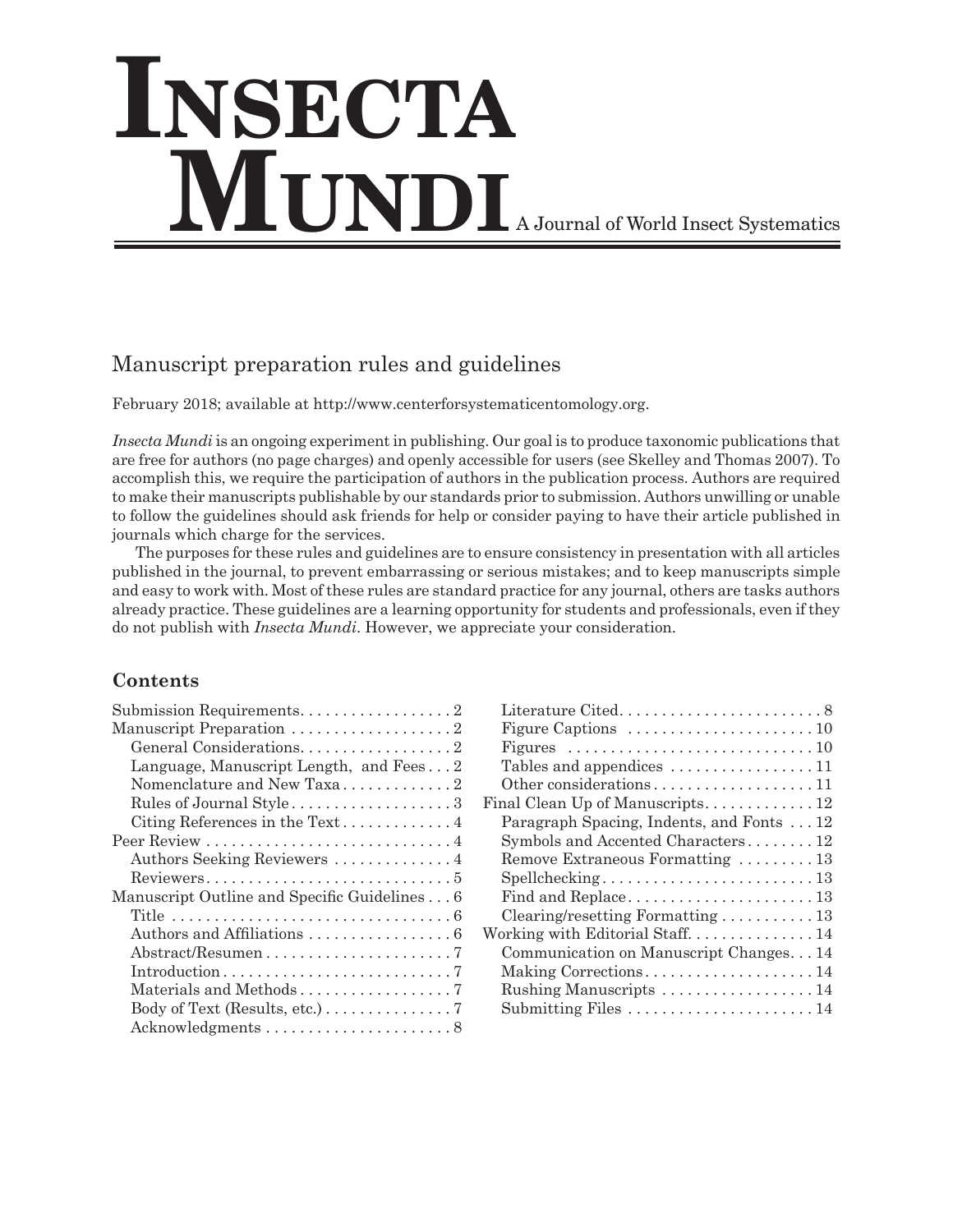# Insecta Mundi

A Journal of World Insect Systematics

## Manuscript preparation rules and guidelines

February 2018; available at http://www.centerforsystematicentomology.org.

*Insecta Mundi* is an ongoing experiment in publishing. Our goal is to produce taxonomic publications that are free for authors (no page charges) and openly accessible for users (see Skelley and Thomas 2007). To accomplish this, we require the participation of authors in the publication process. Authors are required to make their manuscripts publishable by our standards prior to submission. Authors unwilling or unable to follow the guidelines should ask friends for help or consider paying to have their article published in journals which charge for the services.

The purposes for these rules and guidelines are to ensure consistency in presentation with all articles published in the journal, to prevent embarrassing or serious mistakes; and to keep manuscripts simple and easy to work with. Most of these rules are standard practice for any journal, others are tasks authors already practice. These guidelines are a learning opportunity for students and professionals, even if they do not publish with *Insecta Mundi*. However, we appreciate your consideration.

### Contents

- Submission Requirements . . . 2
- Manuscript Preparation . . . 2
  - General Considerations . . . 2
  - Language, Manuscript Length, and Fees . . . 2
  - Nomenclature and New Taxa . . . 2
  - Rules of Journal Style . . . 3
  - Citing References in the Text . . . 4
- Peer Review . . . 4
  - Authors Seeking Reviewers . . . 4
  - Reviewers . . . 5
- Manuscript Outline and Specific Guidelines . . . 6
  - Title . . . 6
  - Authors and Affiliations . . . 6
  - Abstract/Resumen . . . 7
  - Introduction . . . 7
  - Materials and Methods . . . 7
  - Body of Text (Results, etc.) . . . 7
  - Acknowledgments . . . 8
  - Literature Cited . . . 8
  - Figure Captions . . . 10
  - Figures . . . 10
  - Tables and appendices . . . 11
  - Other considerations . . . 11
- Final Clean Up of Manuscripts . . . 12
  - Paragraph Spacing, Indents, and Fonts . . . 12
  - Symbols and Accented Characters . . . 12
  - Remove Extraneous Formatting . . . 13
  - Spellchecking . . . 13
  - Find and Replace . . . 13
  - Clearing/resetting Formatting . . . 13
- Working with Editorial Staff . . . 14
  - Communication on Manuscript Changes . . . 14
  - Making Corrections . . . 14
  - Rushing Manuscripts . . . 14
  - Submitting Files . . . 14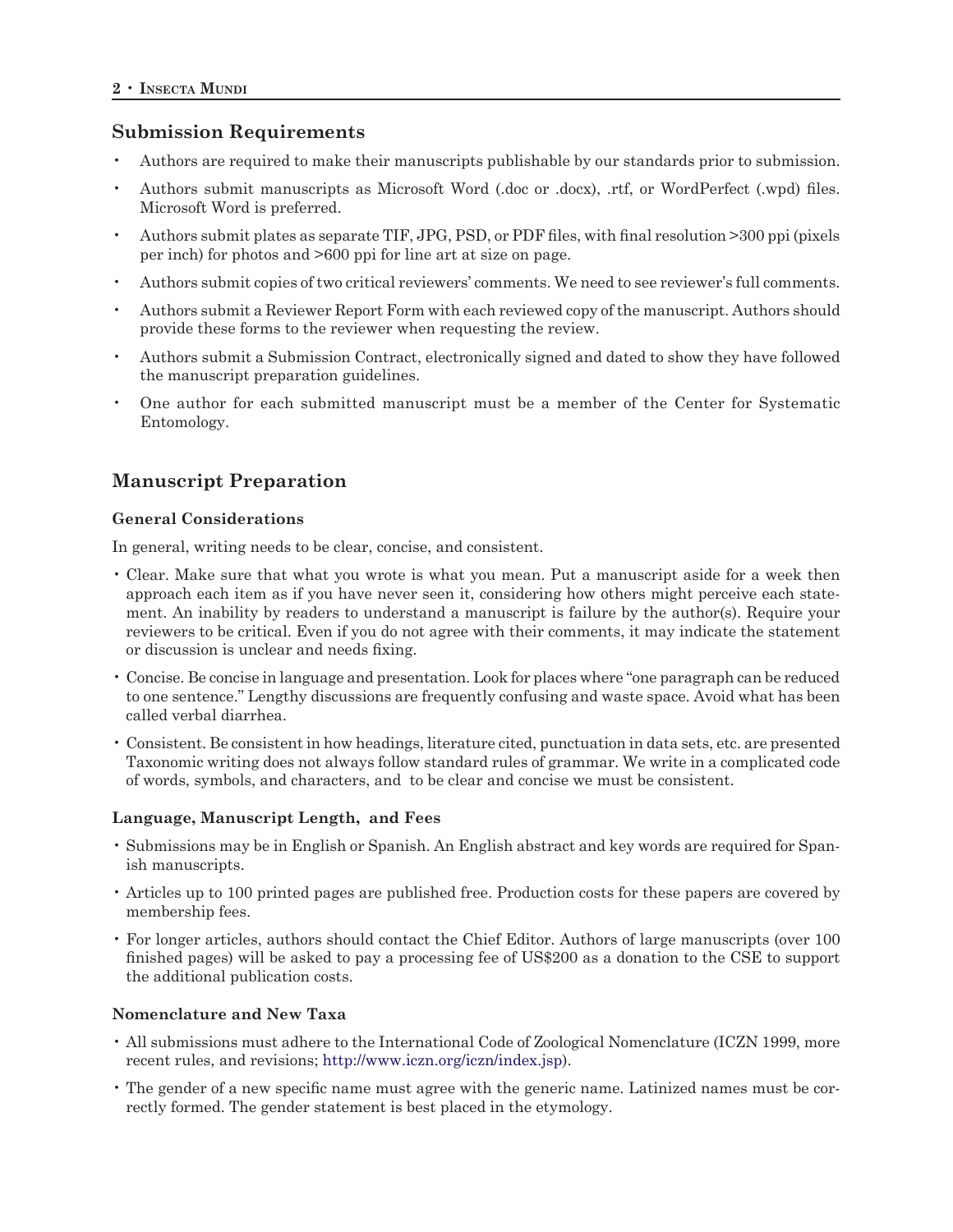## Submission Requirements

- Authors are required to make their manuscripts publishable by our standards prior to submission.
- Authors submit manuscripts as Microsoft Word (.doc or .docx), .rtf, or WordPerfect (.wpd) files. Microsoft Word is preferred.
- Authors submit plates as separate TIF, JPG, PSD, or PDF files, with final resolution >300 ppi (pixels per inch) for photos and >600 ppi for line art at size on page.
- Authors submit copies of two critical reviewers' comments. We need to see reviewer's full comments.
- Authors submit a Reviewer Report Form with each reviewed copy of the manuscript. Authors should provide these forms to the reviewer when requesting the review.
- Authors submit a Submission Contract, electronically signed and dated to show they have followed the manuscript preparation guidelines.
- One author for each submitted manuscript must be a member of the Center for Systematic Entomology.

## Manuscript Preparation

### General Considerations

In general, writing needs to be clear, concise, and consistent.

- Clear. Make sure that what you wrote is what you mean. Put a manuscript aside for a week then approach each item as if you have never seen it, considering how others might perceive each statement. An inability by readers to understand a manuscript is failure by the author(s). Require your reviewers to be critical. Even if you do not agree with their comments, it may indicate the statement or discussion is unclear and needs fixing.
- Concise. Be concise in language and presentation. Look for places where "one paragraph can be reduced to one sentence." Lengthy discussions are frequently confusing and waste space. Avoid what has been called verbal diarrhea.
- Consistent. Be consistent in how headings, literature cited, punctuation in data sets, etc. are presented Taxonomic writing does not always follow standard rules of grammar. We write in a complicated code of words, symbols, and characters, and to be clear and concise we must be consistent.

### Language, Manuscript Length, and Fees

- Submissions may be in English or Spanish. An English abstract and key words are required for Spanish manuscripts.
- Articles up to 100 printed pages are published free. Production costs for these papers are covered by membership fees.
- For longer articles, authors should contact the Chief Editor. Authors of large manuscripts (over 100 finished pages) will be asked to pay a processing fee of US$200 as a donation to the CSE to support the additional publication costs.

### Nomenclature and New Taxa

- All submissions must adhere to the International Code of Zoological Nomenclature (ICZN 1999, more recent rules, and revisions; http://www.iczn.org/iczn/index.jsp).
- The gender of a new specific name must agree with the generic name. Latinized names must be correctly formed. The gender statement is best placed in the etymology.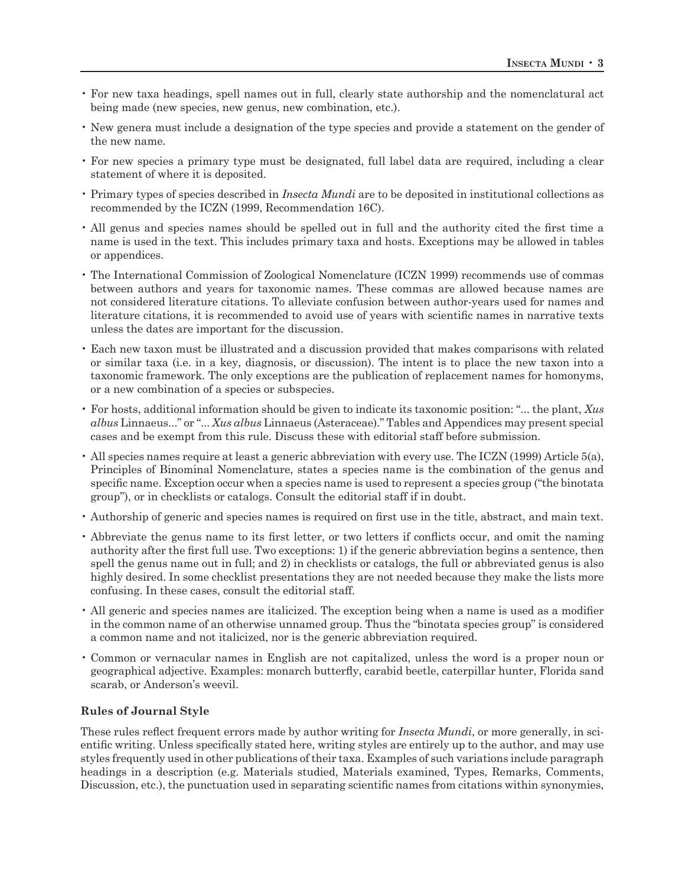- For new taxa headings, spell names out in full, clearly state authorship and the nomenclatural act being made (new species, new genus, new combination, etc.).
- New genera must include a designation of the type species and provide a statement on the gender of the new name.
- For new species a primary type must be designated, full label data are required, including a clear statement of where it is deposited.
- Primary types of species described in *Insecta Mundi* are to be deposited in institutional collections as recommended by the ICZN (1999, Recommendation 16C).
- All genus and species names should be spelled out in full and the authority cited the first time a name is used in the text. This includes primary taxa and hosts. Exceptions may be allowed in tables or appendices.
- The International Commission of Zoological Nomenclature (ICZN 1999) recommends use of commas between authors and years for taxonomic names. These commas are allowed because names are not considered literature citations. To alleviate confusion between author-years used for names and literature citations, it is recommended to avoid use of years with scientific names in narrative texts unless the dates are important for the discussion.
- Each new taxon must be illustrated and a discussion provided that makes comparisons with related or similar taxa (i.e. in a key, diagnosis, or discussion). The intent is to place the new taxon into a taxonomic framework. The only exceptions are the publication of replacement names for homonyms, or a new combination of a species or subspecies.
- For hosts, additional information should be given to indicate its taxonomic position: "... the plant, *Xus albus* Linnaeus..." or "... *Xus albus* Linnaeus (Asteraceae)." Tables and Appendices may present special cases and be exempt from this rule. Discuss these with editorial staff before submission.
- All species names require at least a generic abbreviation with every use. The ICZN (1999) Article 5(a), Principles of Binominal Nomenclature, states a species name is the combination of the genus and specific name. Exception occur when a species name is used to represent a species group ("the binotata group"), or in checklists or catalogs. Consult the editorial staff if in doubt.
- Authorship of generic and species names is required on first use in the title, abstract, and main text.
- Abbreviate the genus name to its first letter, or two letters if conflicts occur, and omit the naming authority after the first full use. Two exceptions: 1) if the generic abbreviation begins a sentence, then spell the genus name out in full; and 2) in checklists or catalogs, the full or abbreviated genus is also highly desired. In some checklist presentations they are not needed because they make the lists more confusing. In these cases, consult the editorial staff.
- All generic and species names are italicized. The exception being when a name is used as a modifier in the common name of an otherwise unnamed group. Thus the "binotata species group" is considered a common name and not italicized, nor is the generic abbreviation required.
- Common or vernacular names in English are not capitalized, unless the word is a proper noun or geographical adjective. Examples: monarch butterfly, carabid beetle, caterpillar hunter, Florida sand scarab, or Anderson's weevil.

### Rules of Journal Style

These rules reflect frequent errors made by author writing for *Insecta Mundi*, or more generally, in scientific writing. Unless specifically stated here, writing styles are entirely up to the author, and may use styles frequently used in other publications of their taxa. Examples of such variations include paragraph headings in a description (e.g. Materials studied, Materials examined, Types, Remarks, Comments, Discussion, etc.), the punctuation used in separating scientific names from citations within synonymies,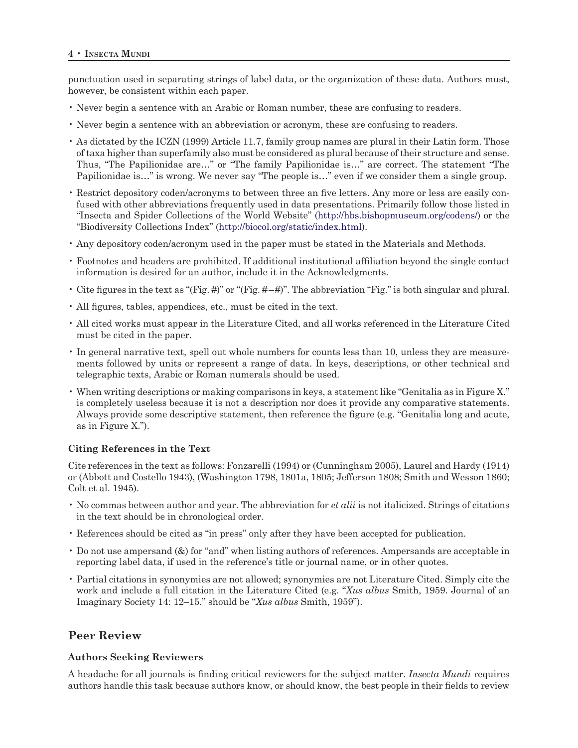punctuation used in separating strings of label data, or the organization of these data. Authors must, however, be consistent within each paper.

- Never begin a sentence with an Arabic or Roman number, these are confusing to readers.
- Never begin a sentence with an abbreviation or acronym, these are confusing to readers.
- As dictated by the ICZN (1999) Article 11.7, family group names are plural in their Latin form. Those of taxa higher than superfamily also must be considered as plural because of their structure and sense. Thus, "The Papilionidae are…" or "The family Papilionidae is…" are correct. The statement "The Papilionidae is…" is wrong. We never say "The people is…" even if we consider them a single group.
- Restrict depository coden/acronyms to between three an five letters. Any more or less are easily confused with other abbreviations frequently used in data presentations. Primarily follow those listed in "Insecta and Spider Collections of the World Website" (http://hbs.bishopmuseum.org/codens/) or the "Biodiversity Collections Index" (http://biocol.org/static/index.html).
- Any depository coden/acronym used in the paper must be stated in the Materials and Methods.
- Footnotes and headers are prohibited. If additional institutional affiliation beyond the single contact information is desired for an author, include it in the Acknowledgments.
- Cite figures in the text as "(Fig. #)" or "(Fig. #–#)". The abbreviation "Fig." is both singular and plural.
- All figures, tables, appendices, etc., must be cited in the text.
- All cited works must appear in the Literature Cited, and all works referenced in the Literature Cited must be cited in the paper.
- In general narrative text, spell out whole numbers for counts less than 10, unless they are measurements followed by units or represent a range of data. In keys, descriptions, or other technical and telegraphic texts, Arabic or Roman numerals should be used.
- When writing descriptions or making comparisons in keys, a statement like "Genitalia as in Figure X." is completely useless because it is not a description nor does it provide any comparative statements. Always provide some descriptive statement, then reference the figure (e.g. "Genitalia long and acute, as in Figure X.").

### Citing References in the Text

Cite references in the text as follows: Fonzarelli (1994) or (Cunningham 2005), Laurel and Hardy (1914) or (Abbott and Costello 1943), (Washington 1798, 1801a, 1805; Jefferson 1808; Smith and Wesson 1860; Colt et al. 1945).

- No commas between author and year. The abbreviation for *et alii* is not italicized. Strings of citations in the text should be in chronological order.
- References should be cited as "in press" only after they have been accepted for publication.
- Do not use ampersand (&) for "and" when listing authors of references. Ampersands are acceptable in reporting label data, if used in the reference's title or journal name, or in other quotes.
- Partial citations in synonymies are not allowed; synonymies are not Literature Cited. Simply cite the work and include a full citation in the Literature Cited (e.g. "*Xus albus* Smith, 1959. Journal of an Imaginary Society 14: 12–15." should be "*Xus albus* Smith, 1959").

## Peer Review

### Authors Seeking Reviewers

A headache for all journals is finding critical reviewers for the subject matter. *Insecta Mundi* requires authors handle this task because authors know, or should know, the best people in their fields to review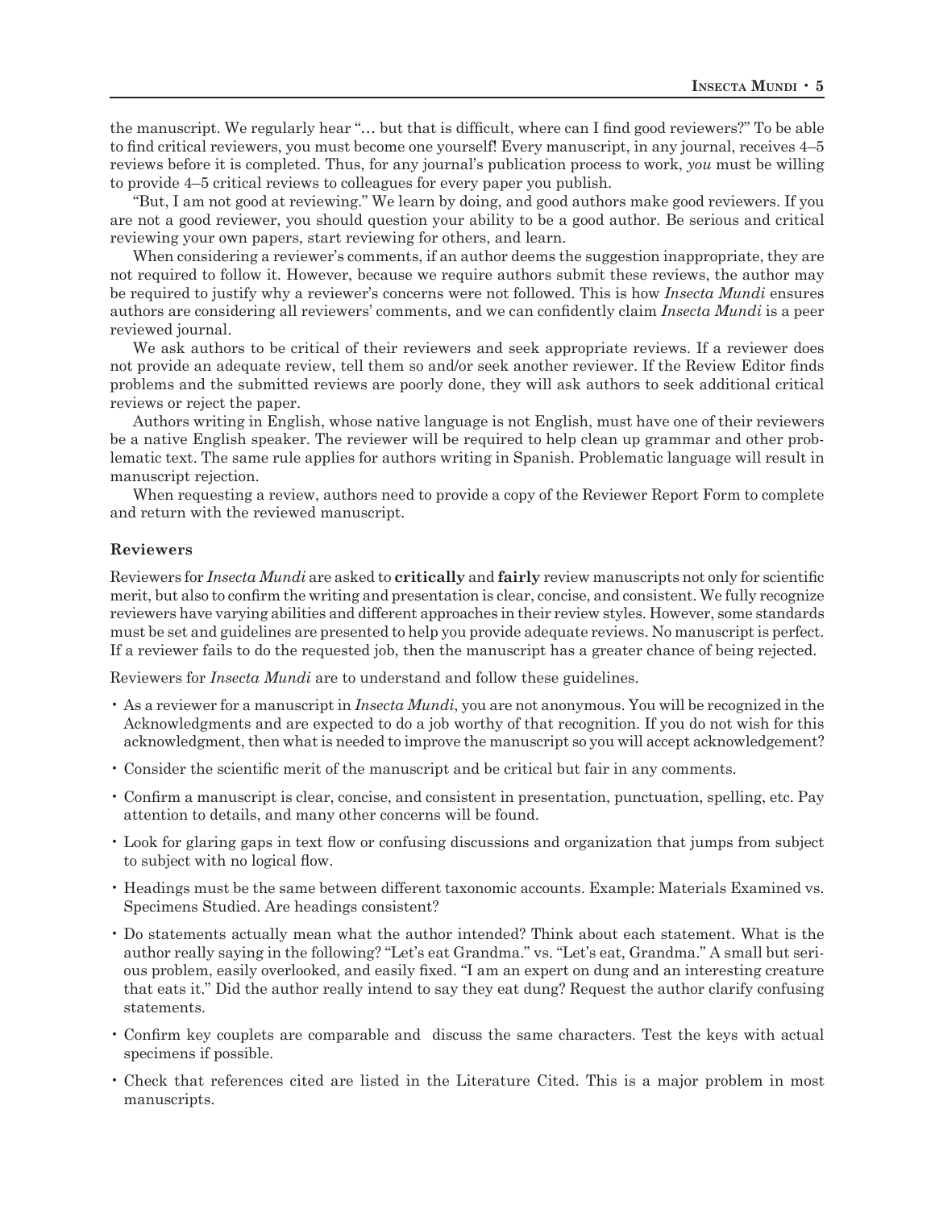the manuscript. We regularly hear "… but that is difficult, where can I find good reviewers?" To be able to find critical reviewers, you must become one yourself! Every manuscript, in any journal, receives 4–5 reviews before it is completed. Thus, for any journal's publication process to work, *you* must be willing to provide 4–5 critical reviews to colleagues for every paper you publish.

"But, I am not good at reviewing." We learn by doing, and good authors make good reviewers. If you are not a good reviewer, you should question your ability to be a good author. Be serious and critical reviewing your own papers, start reviewing for others, and learn.

When considering a reviewer's comments, if an author deems the suggestion inappropriate, they are not required to follow it. However, because we require authors submit these reviews, the author may be required to justify why a reviewer's concerns were not followed. This is how *Insecta Mundi* ensures authors are considering all reviewers' comments, and we can confidently claim *Insecta Mundi* is a peer reviewed journal.

We ask authors to be critical of their reviewers and seek appropriate reviews. If a reviewer does not provide an adequate review, tell them so and/or seek another reviewer. If the Review Editor finds problems and the submitted reviews are poorly done, they will ask authors to seek additional critical reviews or reject the paper.

Authors writing in English, whose native language is not English, must have one of their reviewers be a native English speaker. The reviewer will be required to help clean up grammar and other problematic text. The same rule applies for authors writing in Spanish. Problematic language will result in manuscript rejection.

When requesting a review, authors need to provide a copy of the Reviewer Report Form to complete and return with the reviewed manuscript.

**Reviewers**

Reviewers for *Insecta Mundi* are asked to **critically** and **fairly** review manuscripts not only for scientific merit, but also to confirm the writing and presentation is clear, concise, and consistent. We fully recognize reviewers have varying abilities and different approaches in their review styles. However, some standards must be set and guidelines are presented to help you provide adequate reviews. No manuscript is perfect. If a reviewer fails to do the requested job, then the manuscript has a greater chance of being rejected.

Reviewers for *Insecta Mundi* are to understand and follow these guidelines.

- As a reviewer for a manuscript in *Insecta Mundi*, you are not anonymous. You will be recognized in the Acknowledgments and are expected to do a job worthy of that recognition. If you do not wish for this acknowledgment, then what is needed to improve the manuscript so you will accept acknowledgement?
- Consider the scientific merit of the manuscript and be critical but fair in any comments.
- Confirm a manuscript is clear, concise, and consistent in presentation, punctuation, spelling, etc. Pay attention to details, and many other concerns will be found.
- Look for glaring gaps in text flow or confusing discussions and organization that jumps from subject to subject with no logical flow.
- Headings must be the same between different taxonomic accounts. Example: Materials Examined vs. Specimens Studied. Are headings consistent?
- Do statements actually mean what the author intended? Think about each statement. What is the author really saying in the following? "Let's eat Grandma." vs. "Let's eat, Grandma." A small but serious problem, easily overlooked, and easily fixed. "I am an expert on dung and an interesting creature that eats it." Did the author really intend to say they eat dung? Request the author clarify confusing statements.
- Confirm key couplets are comparable and discuss the same characters. Test the keys with actual specimens if possible.
- Check that references cited are listed in the Literature Cited. This is a major problem in most manuscripts.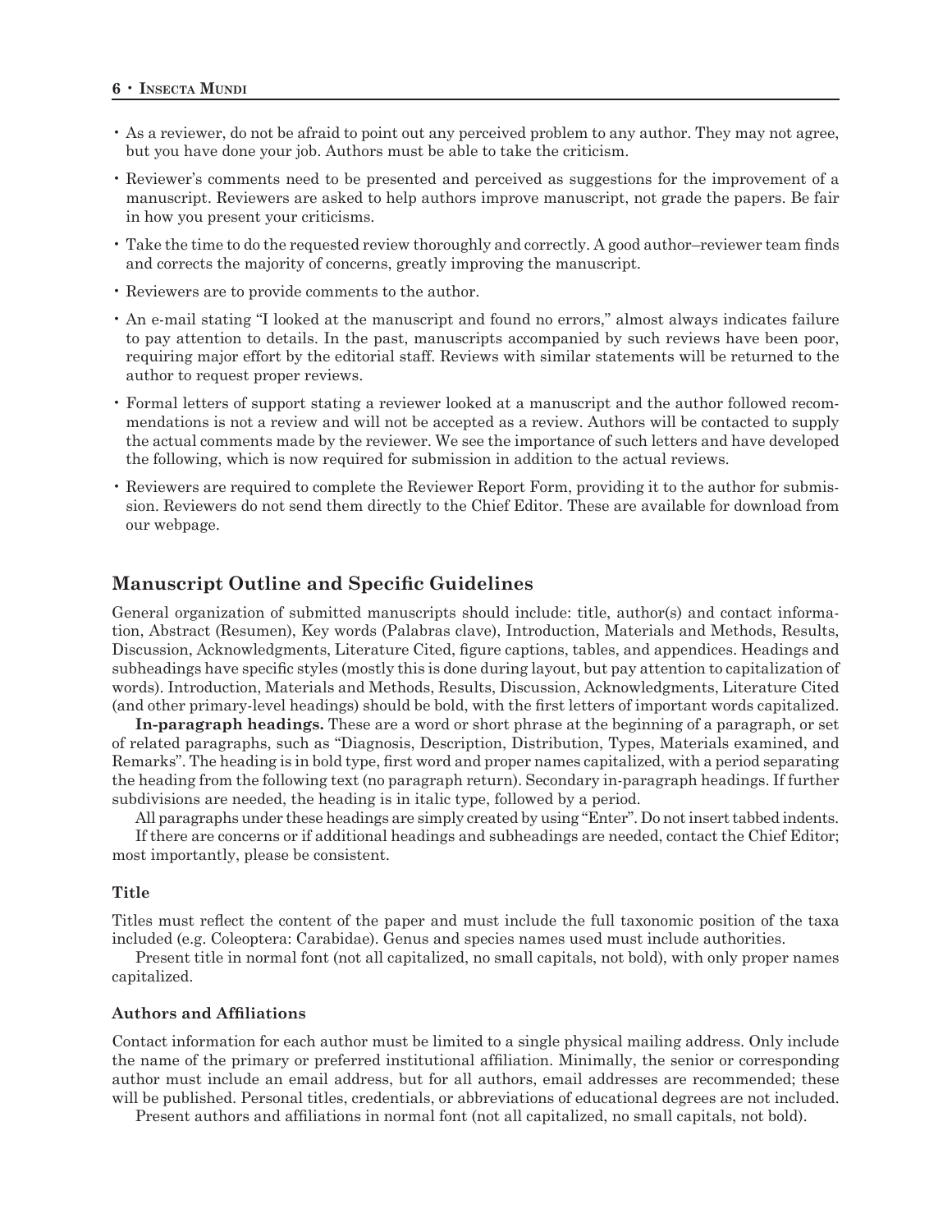- As a reviewer, do not be afraid to point out any perceived problem to any author. They may not agree, but you have done your job. Authors must be able to take the criticism.
- Reviewer's comments need to be presented and perceived as suggestions for the improvement of a manuscript. Reviewers are asked to help authors improve manuscript, not grade the papers. Be fair in how you present your criticisms.
- Take the time to do the requested review thoroughly and correctly. A good author–reviewer team finds and corrects the majority of concerns, greatly improving the manuscript.
- Reviewers are to provide comments to the author.
- An e-mail stating "I looked at the manuscript and found no errors," almost always indicates failure to pay attention to details. In the past, manuscripts accompanied by such reviews have been poor, requiring major effort by the editorial staff. Reviews with similar statements will be returned to the author to request proper reviews.
- Formal letters of support stating a reviewer looked at a manuscript and the author followed recommendations is not a review and will not be accepted as a review. Authors will be contacted to supply the actual comments made by the reviewer. We see the importance of such letters and have developed the following, which is now required for submission in addition to the actual reviews.
- Reviewers are required to complete the Reviewer Report Form, providing it to the author for submission. Reviewers do not send them directly to the Chief Editor. These are available for download from our webpage.

## Manuscript Outline and Specific Guidelines

General organization of submitted manuscripts should include: title, author(s) and contact information, Abstract (Resumen), Key words (Palabras clave), Introduction, Materials and Methods, Results, Discussion, Acknowledgments, Literature Cited, figure captions, tables, and appendices. Headings and subheadings have specific styles (mostly this is done during layout, but pay attention to capitalization of words). Introduction, Materials and Methods, Results, Discussion, Acknowledgments, Literature Cited (and other primary-level headings) should be bold, with the first letters of important words capitalized.

**In-paragraph headings.** These are a word or short phrase at the beginning of a paragraph, or set of related paragraphs, such as "Diagnosis, Description, Distribution, Types, Materials examined, and Remarks". The heading is in bold type, first word and proper names capitalized, with a period separating the heading from the following text (no paragraph return). Secondary in-paragraph headings. If further subdivisions are needed, the heading is in italic type, followed by a period.

All paragraphs under these headings are simply created by using "Enter". Do not insert tabbed indents.

If there are concerns or if additional headings and subheadings are needed, contact the Chief Editor; most importantly, please be consistent.

### Title

Titles must reflect the content of the paper and must include the full taxonomic position of the taxa included (e.g. Coleoptera: Carabidae). Genus and species names used must include authorities.

Present title in normal font (not all capitalized, no small capitals, not bold), with only proper names capitalized.

### Authors and Affiliations

Contact information for each author must be limited to a single physical mailing address. Only include the name of the primary or preferred institutional affiliation. Minimally, the senior or corresponding author must include an email address, but for all authors, email addresses are recommended; these will be published. Personal titles, credentials, or abbreviations of educational degrees are not included.

Present authors and affiliations in normal font (not all capitalized, no small capitals, not bold).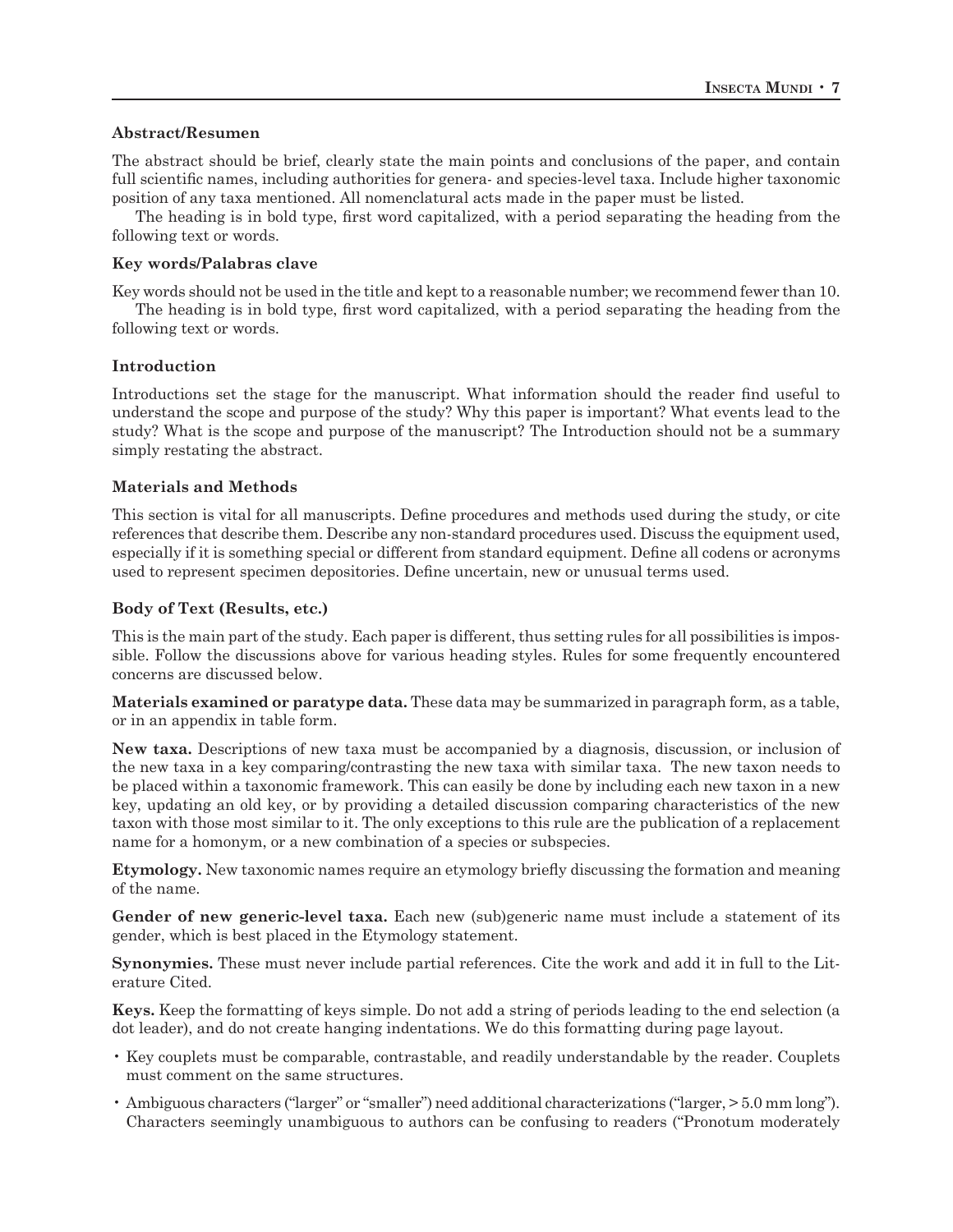### Abstract/Resumen

The abstract should be brief, clearly state the main points and conclusions of the paper, and contain full scientific names, including authorities for genera- and species-level taxa. Include higher taxonomic position of any taxa mentioned. All nomenclatural acts made in the paper must be listed.

The heading is in bold type, first word capitalized, with a period separating the heading from the following text or words.

### Key words/Palabras clave

Key words should not be used in the title and kept to a reasonable number; we recommend fewer than 10.

The heading is in bold type, first word capitalized, with a period separating the heading from the following text or words.

### Introduction

Introductions set the stage for the manuscript. What information should the reader find useful to understand the scope and purpose of the study? Why this paper is important? What events lead to the study? What is the scope and purpose of the manuscript? The Introduction should not be a summary simply restating the abstract.

### Materials and Methods

This section is vital for all manuscripts. Define procedures and methods used during the study, or cite references that describe them. Describe any non-standard procedures used. Discuss the equipment used, especially if it is something special or different from standard equipment. Define all codens or acronyms used to represent specimen depositories. Define uncertain, new or unusual terms used.

### Body of Text (Results, etc.)

This is the main part of the study. Each paper is different, thus setting rules for all possibilities is impossible. Follow the discussions above for various heading styles. Rules for some frequently encountered concerns are discussed below.

**Materials examined or paratype data.** These data may be summarized in paragraph form, as a table, or in an appendix in table form.

**New taxa.** Descriptions of new taxa must be accompanied by a diagnosis, discussion, or inclusion of the new taxa in a key comparing/contrasting the new taxa with similar taxa. The new taxon needs to be placed within a taxonomic framework. This can easily be done by including each new taxon in a new key, updating an old key, or by providing a detailed discussion comparing characteristics of the new taxon with those most similar to it. The only exceptions to this rule are the publication of a replacement name for a homonym, or a new combination of a species or subspecies.

**Etymology.** New taxonomic names require an etymology briefly discussing the formation and meaning of the name.

**Gender of new generic-level taxa.** Each new (sub)generic name must include a statement of its gender, which is best placed in the Etymology statement.

**Synonymies.** These must never include partial references. Cite the work and add it in full to the Literature Cited.

**Keys.** Keep the formatting of keys simple. Do not add a string of periods leading to the end selection (a dot leader), and do not create hanging indentations. We do this formatting during page layout.

- Key couplets must be comparable, contrastable, and readily understandable by the reader. Couplets must comment on the same structures.
- Ambiguous characters ("larger" or "smaller") need additional characterizations ("larger, > 5.0 mm long"). Characters seemingly unambiguous to authors can be confusing to readers ("Pronotum moderately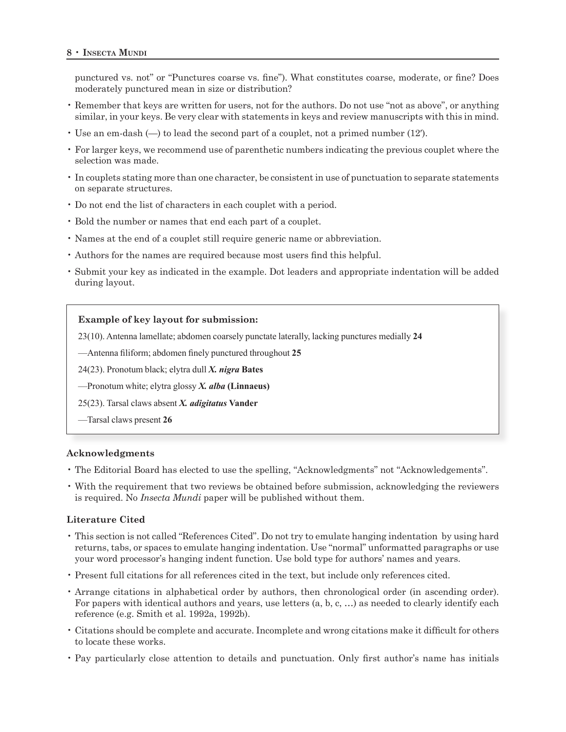punctured vs. not" or "Punctures coarse vs. fine"). What constitutes coarse, moderate, or fine? Does moderately punctured mean in size or distribution?

- Remember that keys are written for users, not for the authors. Do not use "not as above", or anything similar, in your keys. Be very clear with statements in keys and review manuscripts with this in mind.
- Use an em-dash (—) to lead the second part of a couplet, not a primed number (12′).
- For larger keys, we recommend use of parenthetic numbers indicating the previous couplet where the selection was made.
- In couplets stating more than one character, be consistent in use of punctuation to separate statements on separate structures.
- Do not end the list of characters in each couplet with a period.
- Bold the number or names that end each part of a couplet.
- Names at the end of a couplet still require generic name or abbreviation.
- Authors for the names are required because most users find this helpful.
- Submit your key as indicated in the example. Dot leaders and appropriate indentation will be added during layout.

**Example of key layout for submission:**

23(10). Antenna lamellate; abdomen coarsely punctate laterally, lacking punctures medially **24**

—Antenna filiform; abdomen finely punctured throughout **25**

24(23). Pronotum black; elytra dull ***X. nigra*** **Bates**

—Pronotum white; elytra glossy ***X. alba*** **(Linnaeus)**

25(23). Tarsal claws absent ***X. adigitatus*** **Vander**

—Tarsal claws present **26**

### Acknowledgments

- The Editorial Board has elected to use the spelling, "Acknowledgments" not "Acknowledgements".
- With the requirement that two reviews be obtained before submission, acknowledging the reviewers is required. No *Insecta Mundi* paper will be published without them.

### Literature Cited

- This section is not called "References Cited". Do not try to emulate hanging indentation by using hard returns, tabs, or spaces to emulate hanging indentation. Use "normal" unformatted paragraphs or use your word processor's hanging indent function. Use bold type for authors' names and years.
- Present full citations for all references cited in the text, but include only references cited.
- Arrange citations in alphabetical order by authors, then chronological order (in ascending order). For papers with identical authors and years, use letters (a, b, c, …) as needed to clearly identify each reference (e.g. Smith et al. 1992a, 1992b).
- Citations should be complete and accurate. Incomplete and wrong citations make it difficult for others to locate these works.
- Pay particularly close attention to details and punctuation. Only first author's name has initials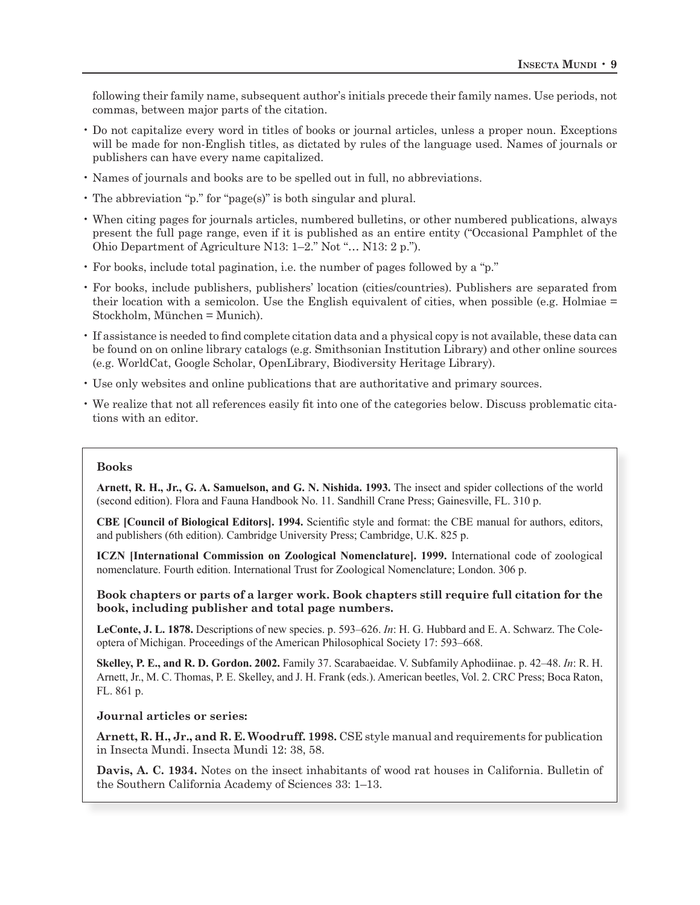following their family name, subsequent author's initials precede their family names. Use periods, not commas, between major parts of the citation.

- Do not capitalize every word in titles of books or journal articles, unless a proper noun. Exceptions will be made for non-English titles, as dictated by rules of the language used. Names of journals or publishers can have every name capitalized.
- Names of journals and books are to be spelled out in full, no abbreviations.
- The abbreviation "p." for "page(s)" is both singular and plural.
- When citing pages for journals articles, numbered bulletins, or other numbered publications, always present the full page range, even if it is published as an entire entity ("Occasional Pamphlet of the Ohio Department of Agriculture N13: 1–2." Not "… N13: 2 p.").
- For books, include total pagination, i.e. the number of pages followed by a "p."
- For books, include publishers, publishers' location (cities/countries). Publishers are separated from their location with a semicolon. Use the English equivalent of cities, when possible (e.g. Holmiae = Stockholm, München = Munich).
- If assistance is needed to find complete citation data and a physical copy is not available, these data can be found on on online library catalogs (e.g. Smithsonian Institution Library) and other online sources (e.g. WorldCat, Google Scholar, OpenLibrary, Biodiversity Heritage Library).
- Use only websites and online publications that are authoritative and primary sources.
- We realize that not all references easily fit into one of the categories below. Discuss problematic citations with an editor.

**Books**

**Arnett, R. H., Jr., G. A. Samuelson, and G. N. Nishida. 1993.** The insect and spider collections of the world (second edition). Flora and Fauna Handbook No. 11. Sandhill Crane Press; Gainesville, FL. 310 p.

**CBE [Council of Biological Editors]. 1994.** Scientific style and format: the CBE manual for authors, editors, and publishers (6th edition). Cambridge University Press; Cambridge, U.K. 825 p.

**ICZN [International Commission on Zoological Nomenclature]. 1999.** International code of zoological nomenclature. Fourth edition. International Trust for Zoological Nomenclature; London. 306 p.

**Book chapters or parts of a larger work. Book chapters still require full citation for the book, including publisher and total page numbers.**

**LeConte, J. L. 1878.** Descriptions of new species. p. 593–626. *In*: H. G. Hubbard and E. A. Schwarz. The Coleoptera of Michigan. Proceedings of the American Philosophical Society 17: 593–668.

**Skelley, P. E., and R. D. Gordon. 2002.** Family 37. Scarabaeidae. V. Subfamily Aphodiinae. p. 42–48. *In*: R. H. Arnett, Jr., M. C. Thomas, P. E. Skelley, and J. H. Frank (eds.). American beetles, Vol. 2. CRC Press; Boca Raton, FL. 861 p.

**Journal articles or series:**

**Arnett, R. H., Jr., and R. E. Woodruff. 1998.** CSE style manual and requirements for publication in Insecta Mundi. Insecta Mundi 12: 38, 58.

**Davis, A. C. 1934.** Notes on the insect inhabitants of wood rat houses in California. Bulletin of the Southern California Academy of Sciences 33: 1–13.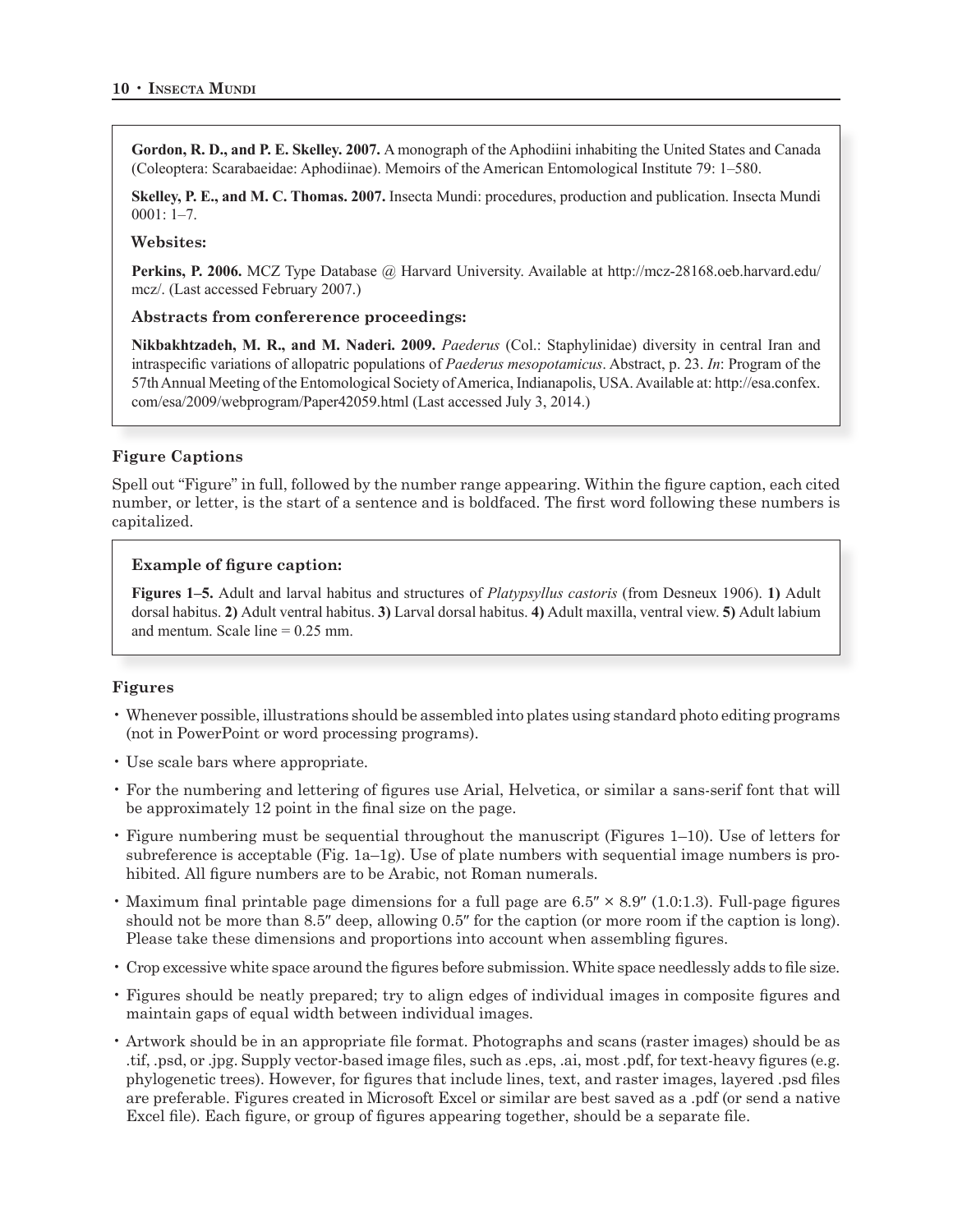**Gordon, R. D., and P. E. Skelley. 2007.** A monograph of the Aphodiini inhabiting the United States and Canada (Coleoptera: Scarabaeidae: Aphodiinae). Memoirs of the American Entomological Institute 79: 1–580.

**Skelley, P. E., and M. C. Thomas. 2007.** Insecta Mundi: procedures, production and publication. Insecta Mundi 0001: 1–7.

**Websites:**

**Perkins, P. 2006.** MCZ Type Database @ Harvard University. Available at http://mcz-28168.oeb.harvard.edu/mcz/. (Last accessed February 2007.)

**Abstracts from confererence proceedings:**

**Nikbakhtzadeh, M. R., and M. Naderi. 2009.** *Paederus* (Col.: Staphylinidae) diversity in central Iran and intraspecific variations of allopatric populations of *Paederus mesopotamicus*. Abstract, p. 23. *In*: Program of the 57th Annual Meeting of the Entomological Society of America, Indianapolis, USA. Available at: http://esa.confex.com/esa/2009/webprogram/Paper42059.html (Last accessed July 3, 2014.)

### Figure Captions

Spell out "Figure" in full, followed by the number range appearing. Within the figure caption, each cited number, or letter, is the start of a sentence and is boldfaced. The first word following these numbers is capitalized.

**Example of figure caption:**

**Figures 1–5.** Adult and larval habitus and structures of *Platypsyllus castoris* (from Desneux 1906). **1)** Adult dorsal habitus. **2)** Adult ventral habitus. **3)** Larval dorsal habitus. **4)** Adult maxilla, ventral view. **5)** Adult labium and mentum. Scale line = 0.25 mm.

### Figures

- Whenever possible, illustrations should be assembled into plates using standard photo editing programs (not in PowerPoint or word processing programs).
- Use scale bars where appropriate.
- For the numbering and lettering of figures use Arial, Helvetica, or similar a sans-serif font that will be approximately 12 point in the final size on the page.
- Figure numbering must be sequential throughout the manuscript (Figures 1–10). Use of letters for subreference is acceptable (Fig. 1a–1g). Use of plate numbers with sequential image numbers is prohibited. All figure numbers are to be Arabic, not Roman numerals.
- Maximum final printable page dimensions for a full page are 6.5″ × 8.9″ (1.0:1.3). Full-page figures should not be more than 8.5″ deep, allowing 0.5″ for the caption (or more room if the caption is long). Please take these dimensions and proportions into account when assembling figures.
- Crop excessive white space around the figures before submission. White space needlessly adds to file size.
- Figures should be neatly prepared; try to align edges of individual images in composite figures and maintain gaps of equal width between individual images.
- Artwork should be in an appropriate file format. Photographs and scans (raster images) should be as .tif, .psd, or .jpg. Supply vector-based image files, such as .eps, .ai, most .pdf, for text-heavy figures (e.g. phylogenetic trees). However, for figures that include lines, text, and raster images, layered .psd files are preferable. Figures created in Microsoft Excel or similar are best saved as a .pdf (or send a native Excel file). Each figure, or group of figures appearing together, should be a separate file.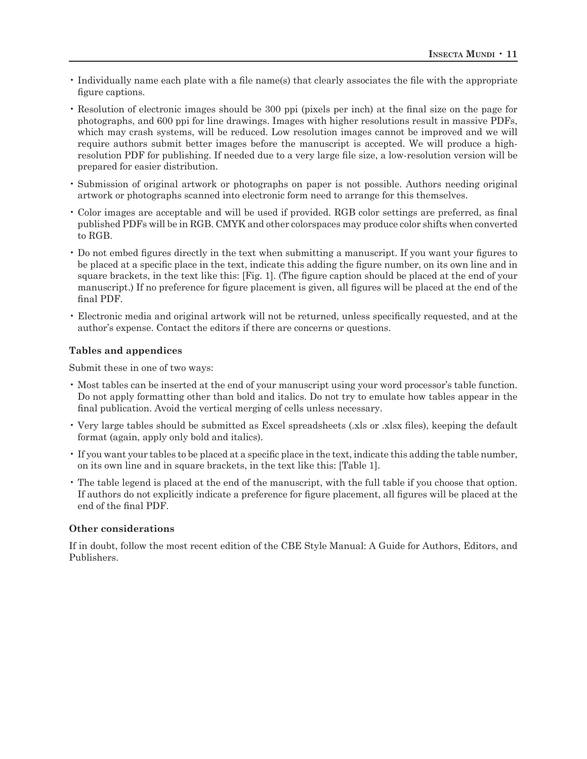- Individually name each plate with a file name(s) that clearly associates the file with the appropriate figure captions.
- Resolution of electronic images should be 300 ppi (pixels per inch) at the final size on the page for photographs, and 600 ppi for line drawings. Images with higher resolutions result in massive PDFs, which may crash systems, will be reduced. Low resolution images cannot be improved and we will require authors submit better images before the manuscript is accepted. We will produce a high-resolution PDF for publishing. If needed due to a very large file size, a low-resolution version will be prepared for easier distribution.
- Submission of original artwork or photographs on paper is not possible. Authors needing original artwork or photographs scanned into electronic form need to arrange for this themselves.
- Color images are acceptable and will be used if provided. RGB color settings are preferred, as final published PDFs will be in RGB. CMYK and other colorspaces may produce color shifts when converted to RGB.
- Do not embed figures directly in the text when submitting a manuscript. If you want your figures to be placed at a specific place in the text, indicate this adding the figure number, on its own line and in square brackets, in the text like this: [Fig. 1]. (The figure caption should be placed at the end of your manuscript.) If no preference for figure placement is given, all figures will be placed at the end of the final PDF.
- Electronic media and original artwork will not be returned, unless specifically requested, and at the author's expense. Contact the editors if there are concerns or questions.

**Tables and appendices**

Submit these in one of two ways:

- Most tables can be inserted at the end of your manuscript using your word processor's table function. Do not apply formatting other than bold and italics. Do not try to emulate how tables appear in the final publication. Avoid the vertical merging of cells unless necessary.
- Very large tables should be submitted as Excel spreadsheets (.xls or .xlsx files), keeping the default format (again, apply only bold and italics).
- If you want your tables to be placed at a specific place in the text, indicate this adding the table number, on its own line and in square brackets, in the text like this: [Table 1].
- The table legend is placed at the end of the manuscript, with the full table if you choose that option. If authors do not explicitly indicate a preference for figure placement, all figures will be placed at the end of the final PDF.

**Other considerations**

If in doubt, follow the most recent edition of the CBE Style Manual: A Guide for Authors, Editors, and Publishers.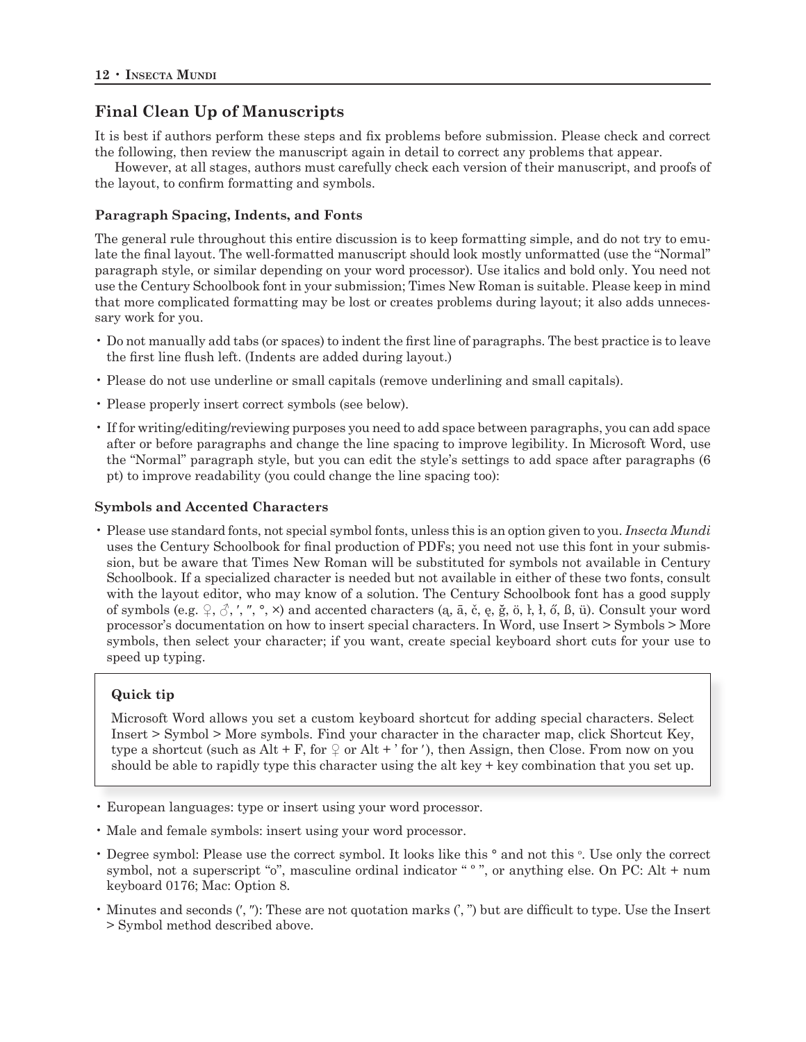## Final Clean Up of Manuscripts

It is best if authors perform these steps and fix problems before submission. Please check and correct the following, then review the manuscript again in detail to correct any problems that appear.

However, at all stages, authors must carefully check each version of their manuscript, and proofs of the layout, to confirm formatting and symbols.

### Paragraph Spacing, Indents, and Fonts

The general rule throughout this entire discussion is to keep formatting simple, and do not try to emulate the final layout. The well-formatted manuscript should look mostly unformatted (use the "Normal" paragraph style, or similar depending on your word processor). Use italics and bold only. You need not use the Century Schoolbook font in your submission; Times New Roman is suitable. Please keep in mind that more complicated formatting may be lost or creates problems during layout; it also adds unnecessary work for you.

- Do not manually add tabs (or spaces) to indent the first line of paragraphs. The best practice is to leave the first line flush left. (Indents are added during layout.)
- Please do not use underline or small capitals (remove underlining and small capitals).
- Please properly insert correct symbols (see below).
- If for writing/editing/reviewing purposes you need to add space between paragraphs, you can add space after or before paragraphs and change the line spacing to improve legibility. In Microsoft Word, use the "Normal" paragraph style, but you can edit the style's settings to add space after paragraphs (6 pt) to improve readability (you could change the line spacing too):

### Symbols and Accented Characters

- Please use standard fonts, not special symbol fonts, unless this is an option given to you. *Insecta Mundi* uses the Century Schoolbook for final production of PDFs; you need not use this font in your submission, but be aware that Times New Roman will be substituted for symbols not available in Century Schoolbook. If a specialized character is needed but not available in either of these two fonts, consult with the layout editor, who may know of a solution. The Century Schoolbook font has a good supply of symbols (e.g. ♀, ♂, ′, ″, °, ×) and accented characters (ą, ā, č, ę, ğ, ö, ł, ł, ő, ß, ü). Consult your word processor's documentation on how to insert special characters. In Word, use Insert > Symbols > More symbols, then select your character; if you want, create special keyboard short cuts for your use to speed up typing.

> **Quick tip**
>
> Microsoft Word allows you set a custom keyboard shortcut for adding special characters. Select Insert > Symbol > More symbols. Find your character in the character map, click Shortcut Key, type a shortcut (such as Alt + F, for ♀ or Alt + ' for ′), then Assign, then Close. From now on you should be able to rapidly type this character using the alt key + key combination that you set up.

- European languages: type or insert using your word processor.
- Male and female symbols: insert using your word processor.
- Degree symbol: Please use the correct symbol. It looks like this ° and not this º. Use only the correct symbol, not a superscript "o", masculine ordinal indicator " º ", or anything else. On PC: Alt + num keyboard 0176; Mac: Option 8.
- Minutes and seconds (′, ″): These are not quotation marks (', ") but are difficult to type. Use the Insert > Symbol method described above.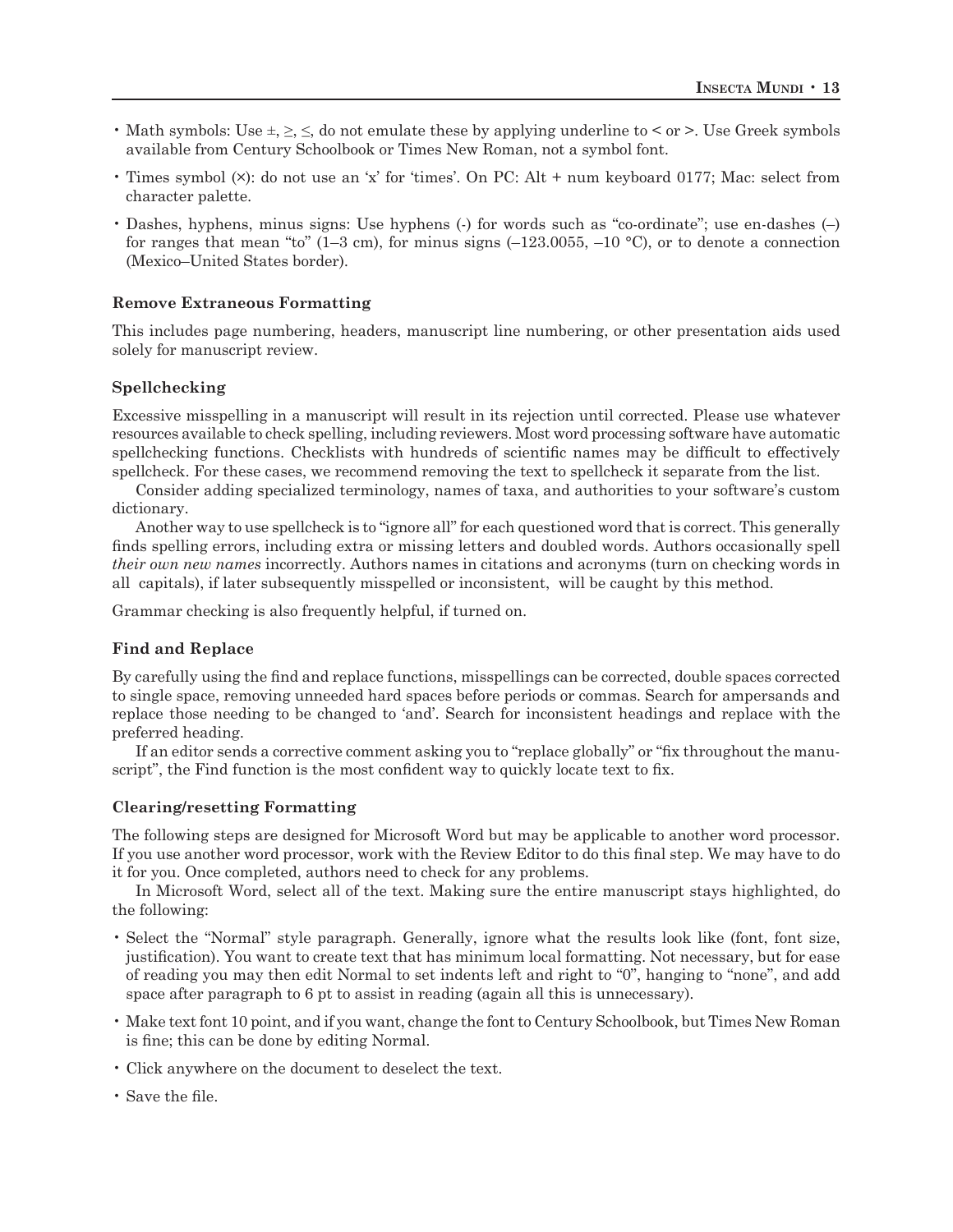- Math symbols: Use ±, ≥, ≤, do not emulate these by applying underline to < or >. Use Greek symbols available from Century Schoolbook or Times New Roman, not a symbol font.
- Times symbol (×): do not use an 'x' for 'times'. On PC: Alt + num keyboard 0177; Mac: select from character palette.
- Dashes, hyphens, minus signs: Use hyphens (-) for words such as "co-ordinate"; use en-dashes (–) for ranges that mean "to" (1–3 cm), for minus signs (–123.0055, –10 °C), or to denote a connection (Mexico–United States border).

### Remove Extraneous Formatting

This includes page numbering, headers, manuscript line numbering, or other presentation aids used solely for manuscript review.

### Spellchecking

Excessive misspelling in a manuscript will result in its rejection until corrected. Please use whatever resources available to check spelling, including reviewers. Most word processing software have automatic spellchecking functions. Checklists with hundreds of scientific names may be difficult to effectively spellcheck. For these cases, we recommend removing the text to spellcheck it separate from the list.

Consider adding specialized terminology, names of taxa, and authorities to your software's custom dictionary.

Another way to use spellcheck is to "ignore all" for each questioned word that is correct. This generally finds spelling errors, including extra or missing letters and doubled words. Authors occasionally spell *their own new names* incorrectly. Authors names in citations and acronyms (turn on checking words in all capitals), if later subsequently misspelled or inconsistent, will be caught by this method.

Grammar checking is also frequently helpful, if turned on.

### Find and Replace

By carefully using the find and replace functions, misspellings can be corrected, double spaces corrected to single space, removing unneeded hard spaces before periods or commas. Search for ampersands and replace those needing to be changed to 'and'. Search for inconsistent headings and replace with the preferred heading.

If an editor sends a corrective comment asking you to "replace globally" or "fix throughout the manuscript", the Find function is the most confident way to quickly locate text to fix.

### Clearing/resetting Formatting

The following steps are designed for Microsoft Word but may be applicable to another word processor. If you use another word processor, work with the Review Editor to do this final step. We may have to do it for you. Once completed, authors need to check for any problems.

In Microsoft Word, select all of the text. Making sure the entire manuscript stays highlighted, do the following:

- Select the "Normal" style paragraph. Generally, ignore what the results look like (font, font size, justification). You want to create text that has minimum local formatting. Not necessary, but for ease of reading you may then edit Normal to set indents left and right to "0", hanging to "none", and add space after paragraph to 6 pt to assist in reading (again all this is unnecessary).
- Make text font 10 point, and if you want, change the font to Century Schoolbook, but Times New Roman is fine; this can be done by editing Normal.
- Click anywhere on the document to deselect the text.
- Save the file.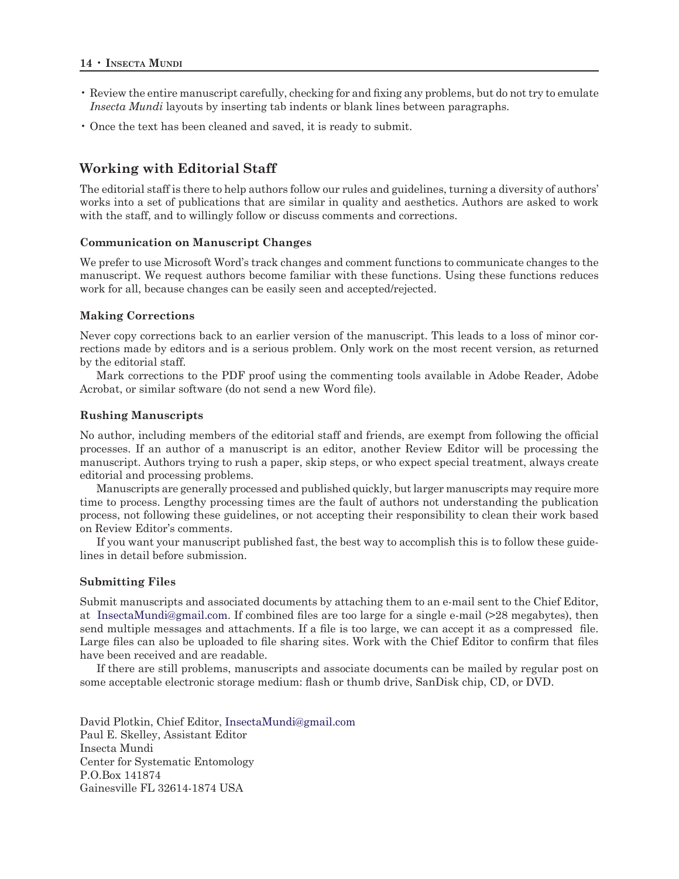- Review the entire manuscript carefully, checking for and fixing any problems, but do not try to emulate *Insecta Mundi* layouts by inserting tab indents or blank lines between paragraphs.
- Once the text has been cleaned and saved, it is ready to submit.

## Working with Editorial Staff

The editorial staff is there to help authors follow our rules and guidelines, turning a diversity of authors' works into a set of publications that are similar in quality and aesthetics. Authors are asked to work with the staff, and to willingly follow or discuss comments and corrections.

### Communication on Manuscript Changes

We prefer to use Microsoft Word's track changes and comment functions to communicate changes to the manuscript. We request authors become familiar with these functions. Using these functions reduces work for all, because changes can be easily seen and accepted/rejected.

### Making Corrections

Never copy corrections back to an earlier version of the manuscript. This leads to a loss of minor corrections made by editors and is a serious problem. Only work on the most recent version, as returned by the editorial staff.

Mark corrections to the PDF proof using the commenting tools available in Adobe Reader, Adobe Acrobat, or similar software (do not send a new Word file).

### Rushing Manuscripts

No author, including members of the editorial staff and friends, are exempt from following the official processes. If an author of a manuscript is an editor, another Review Editor will be processing the manuscript. Authors trying to rush a paper, skip steps, or who expect special treatment, always create editorial and processing problems.

Manuscripts are generally processed and published quickly, but larger manuscripts may require more time to process. Lengthy processing times are the fault of authors not understanding the publication process, not following these guidelines, or not accepting their responsibility to clean their work based on Review Editor's comments.

If you want your manuscript published fast, the best way to accomplish this is to follow these guidelines in detail before submission.

### Submitting Files

Submit manuscripts and associated documents by attaching them to an e-mail sent to the Chief Editor, at InsectaMundi@gmail.com. If combined files are too large for a single e-mail (>28 megabytes), then send multiple messages and attachments. If a file is too large, we can accept it as a compressed file. Large files can also be uploaded to file sharing sites. Work with the Chief Editor to confirm that files have been received and are readable.

If there are still problems, manuscripts and associate documents can be mailed by regular post on some acceptable electronic storage medium: flash or thumb drive, SanDisk chip, CD, or DVD.

David Plotkin, Chief Editor, InsectaMundi@gmail.com
Paul E. Skelley, Assistant Editor
Insecta Mundi
Center for Systematic Entomology
P.O.Box 141874
Gainesville FL 32614-1874 USA